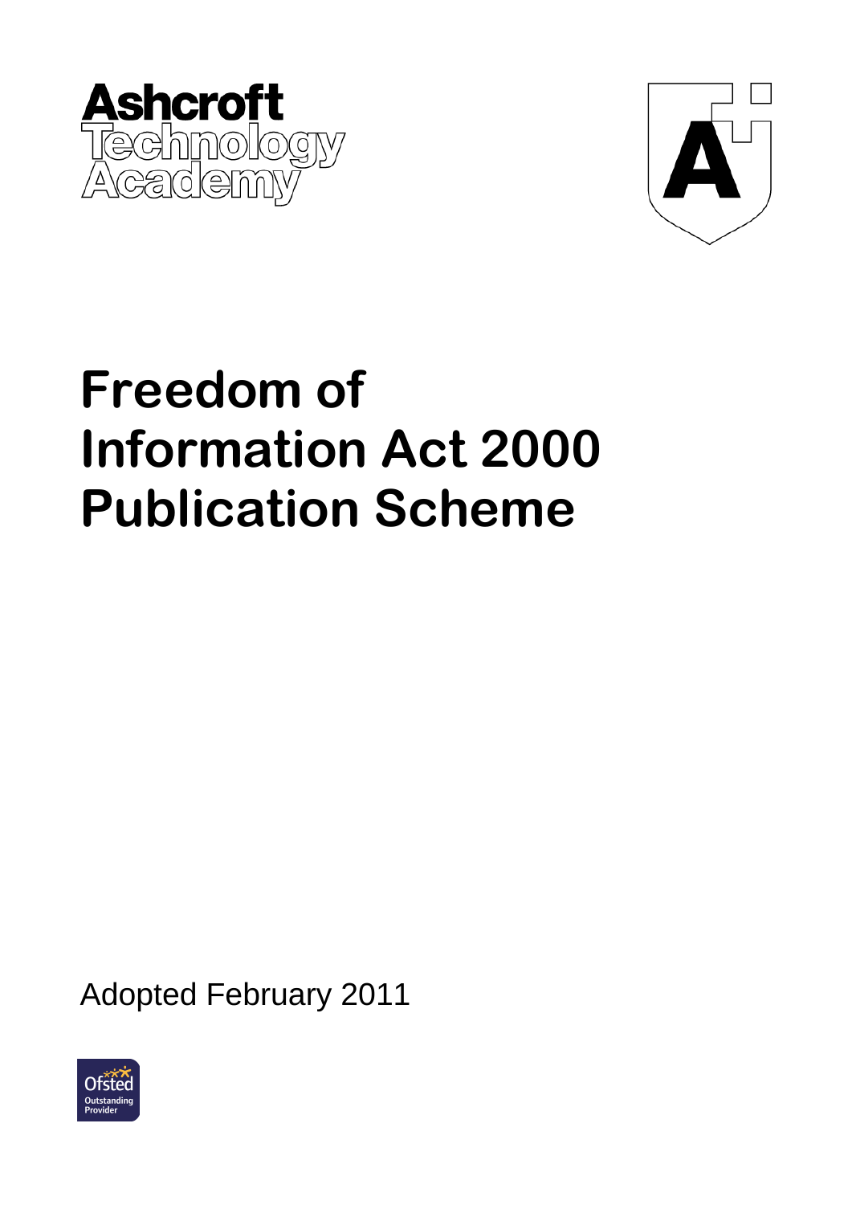Ashcroft Technology Academy

# Freedom of Information Act 2000 Publication Scheme

Adopted February 2011

Ofsted Outstanding Provider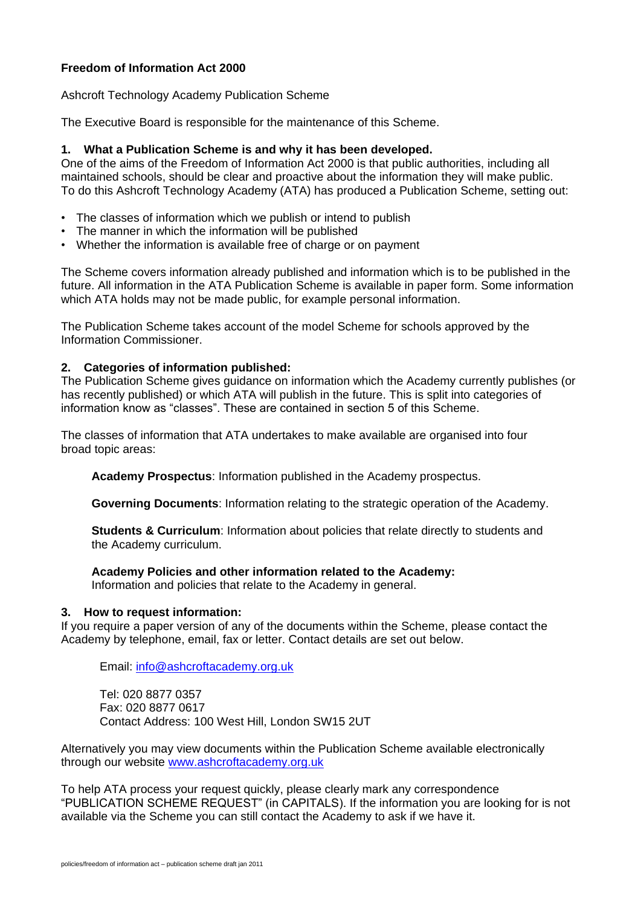**Freedom of Information Act 2000**

Ashcroft Technology Academy Publication Scheme

The Executive Board is responsible for the maintenance of this Scheme.

## 1. What a Publication Scheme is and why it has been developed.

One of the aims of the Freedom of Information Act 2000 is that public authorities, including all maintained schools, should be clear and proactive about the information they will make public. To do this Ashcroft Technology Academy (ATA) has produced a Publication Scheme, setting out:

- The classes of information which we publish or intend to publish
- The manner in which the information will be published
- Whether the information is available free of charge or on payment

The Scheme covers information already published and information which is to be published in the future. All information in the ATA Publication Scheme is available in paper form. Some information which ATA holds may not be made public, for example personal information.

The Publication Scheme takes account of the model Scheme for schools approved by the Information Commissioner.

## 2. Categories of information published:

The Publication Scheme gives guidance on information which the Academy currently publishes (or has recently published) or which ATA will publish in the future. This is split into categories of information know as "classes". These are contained in section 5 of this Scheme.

The classes of information that ATA undertakes to make available are organised into four broad topic areas:

**Academy Prospectus**: Information published in the Academy prospectus.

**Governing Documents**: Information relating to the strategic operation of the Academy.

**Students & Curriculum**: Information about policies that relate directly to students and the Academy curriculum.

**Academy Policies and other information related to the Academy:** Information and policies that relate to the Academy in general.

## 3. How to request information:

If you require a paper version of any of the documents within the Scheme, please contact the Academy by telephone, email, fax or letter. Contact details are set out below.

Email: info@ashcroftacademy.org.uk

Tel: 020 8877 0357
Fax: 020 8877 0617
Contact Address: 100 West Hill, London SW15 2UT

Alternatively you may view documents within the Publication Scheme available electronically through our website www.ashcroftacademy.org.uk

To help ATA process your request quickly, please clearly mark any correspondence "PUBLICATION SCHEME REQUEST" (in CAPITALS). If the information you are looking for is not available via the Scheme you can still contact the Academy to ask if we have it.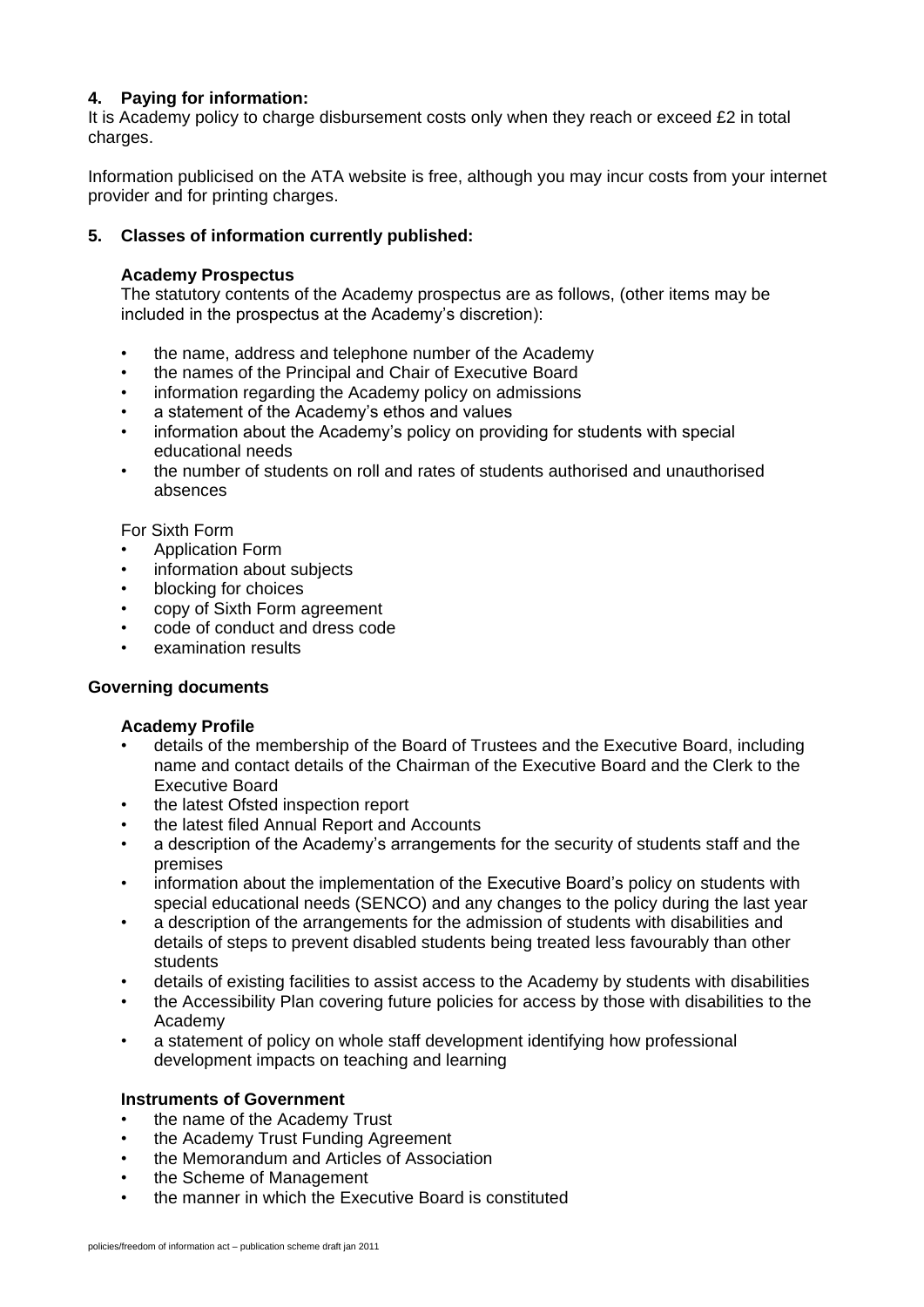### 4. Paying for information:

It is Academy policy to charge disbursement costs only when they reach or exceed £2 in total charges.

Information publicised on the ATA website is free, although you may incur costs from your internet provider and for printing charges.

### 5. Classes of information currently published:

**Academy Prospectus**

The statutory contents of the Academy prospectus are as follows, (other items may be included in the prospectus at the Academy's discretion):

- the name, address and telephone number of the Academy
- the names of the Principal and Chair of Executive Board
- information regarding the Academy policy on admissions
- a statement of the Academy's ethos and values
- information about the Academy's policy on providing for students with special educational needs
- the number of students on roll and rates of students authorised and unauthorised absences

For Sixth Form

- Application Form
- information about subjects
- blocking for choices
- copy of Sixth Form agreement
- code of conduct and dress code
- examination results

**Governing documents**

**Academy Profile**

- details of the membership of the Board of Trustees and the Executive Board, including name and contact details of the Chairman of the Executive Board and the Clerk to the Executive Board
- the latest Ofsted inspection report
- the latest filed Annual Report and Accounts
- a description of the Academy's arrangements for the security of students staff and the premises
- information about the implementation of the Executive Board's policy on students with special educational needs (SENCO) and any changes to the policy during the last year
- a description of the arrangements for the admission of students with disabilities and details of steps to prevent disabled students being treated less favourably than other students
- details of existing facilities to assist access to the Academy by students with disabilities
- the Accessibility Plan covering future policies for access by those with disabilities to the Academy
- a statement of policy on whole staff development identifying how professional development impacts on teaching and learning

**Instruments of Government**

- the name of the Academy Trust
- the Academy Trust Funding Agreement
- the Memorandum and Articles of Association
- the Scheme of Management
- the manner in which the Executive Board is constituted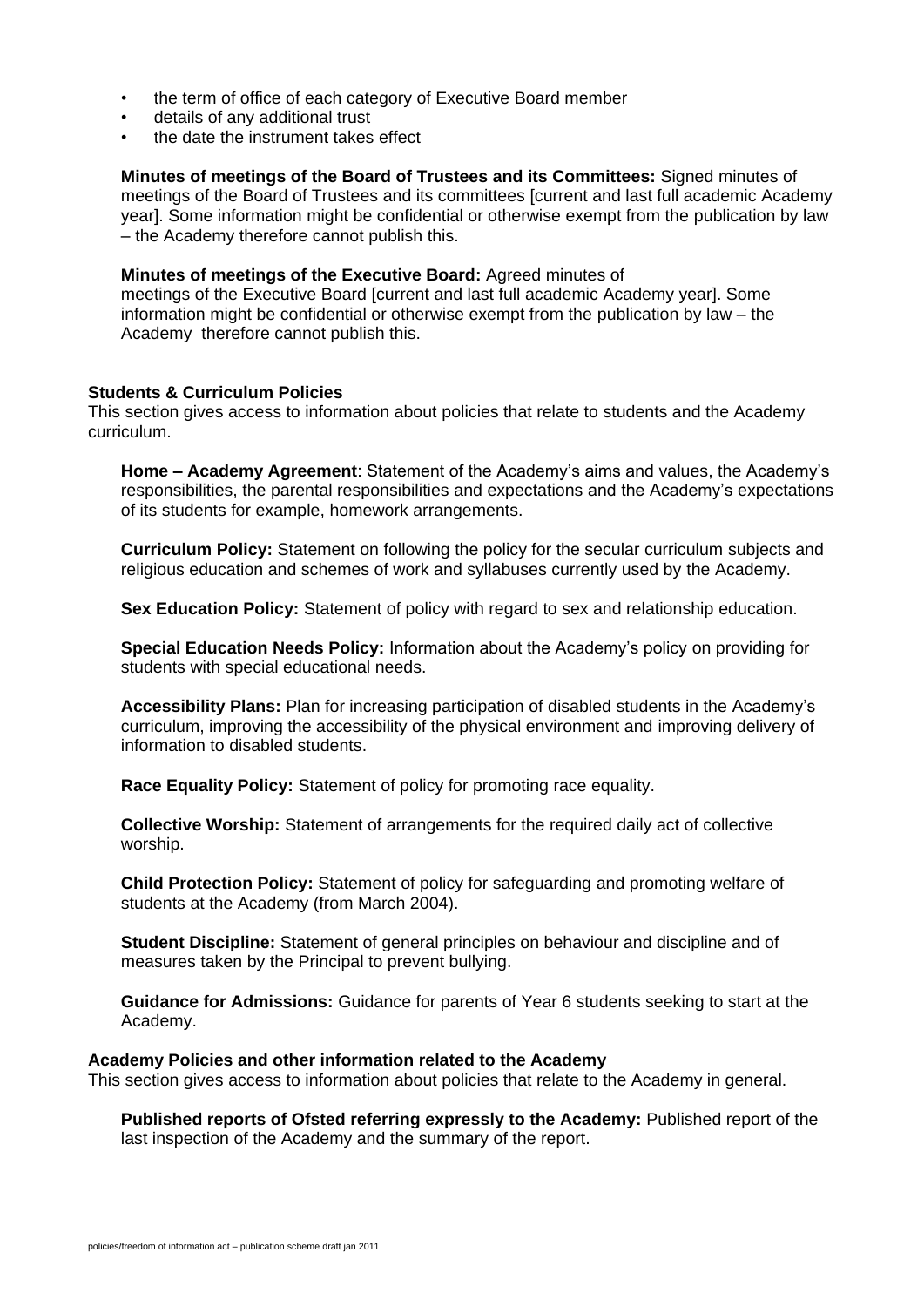- the term of office of each category of Executive Board member
- details of any additional trust
- the date the instrument takes effect

**Minutes of meetings of the Board of Trustees and its Committees:** Signed minutes of meetings of the Board of Trustees and its committees [current and last full academic Academy year]. Some information might be confidential or otherwise exempt from the publication by law – the Academy therefore cannot publish this.

**Minutes of meetings of the Executive Board:** Agreed minutes of meetings of the Executive Board [current and last full academic Academy year]. Some information might be confidential or otherwise exempt from the publication by law – the Academy therefore cannot publish this.

**Students & Curriculum Policies**

This section gives access to information about policies that relate to students and the Academy curriculum.

**Home – Academy Agreement**: Statement of the Academy's aims and values, the Academy's responsibilities, the parental responsibilities and expectations and the Academy's expectations of its students for example, homework arrangements.

**Curriculum Policy:** Statement on following the policy for the secular curriculum subjects and religious education and schemes of work and syllabuses currently used by the Academy.

**Sex Education Policy:** Statement of policy with regard to sex and relationship education.

**Special Education Needs Policy:** Information about the Academy's policy on providing for students with special educational needs.

**Accessibility Plans:** Plan for increasing participation of disabled students in the Academy's curriculum, improving the accessibility of the physical environment and improving delivery of information to disabled students.

**Race Equality Policy:** Statement of policy for promoting race equality.

**Collective Worship:** Statement of arrangements for the required daily act of collective worship.

**Child Protection Policy:** Statement of policy for safeguarding and promoting welfare of students at the Academy (from March 2004).

**Student Discipline:** Statement of general principles on behaviour and discipline and of measures taken by the Principal to prevent bullying.

**Guidance for Admissions:** Guidance for parents of Year 6 students seeking to start at the Academy.

**Academy Policies and other information related to the Academy**

This section gives access to information about policies that relate to the Academy in general.

**Published reports of Ofsted referring expressly to the Academy:** Published report of the last inspection of the Academy and the summary of the report.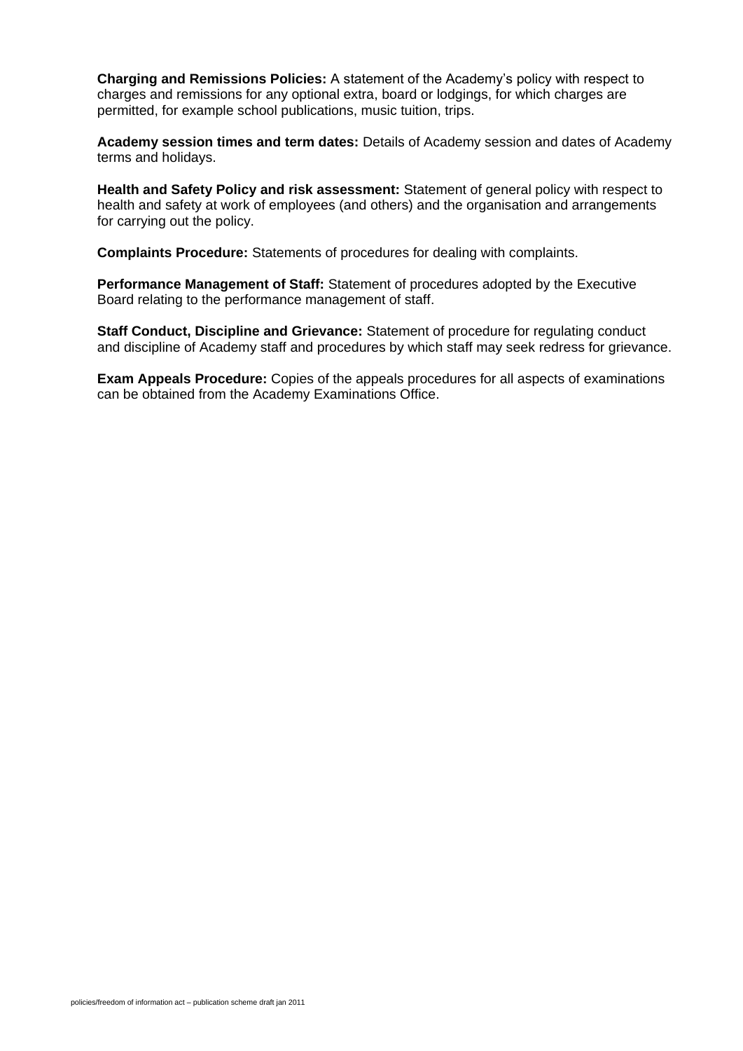**Charging and Remissions Policies:** A statement of the Academy's policy with respect to charges and remissions for any optional extra, board or lodgings, for which charges are permitted, for example school publications, music tuition, trips.

**Academy session times and term dates:** Details of Academy session and dates of Academy terms and holidays.

**Health and Safety Policy and risk assessment:** Statement of general policy with respect to health and safety at work of employees (and others) and the organisation and arrangements for carrying out the policy.

**Complaints Procedure:** Statements of procedures for dealing with complaints.

**Performance Management of Staff:** Statement of procedures adopted by the Executive Board relating to the performance management of staff.

**Staff Conduct, Discipline and Grievance:** Statement of procedure for regulating conduct and discipline of Academy staff and procedures by which staff may seek redress for grievance.

**Exam Appeals Procedure:** Copies of the appeals procedures for all aspects of examinations can be obtained from the Academy Examinations Office.